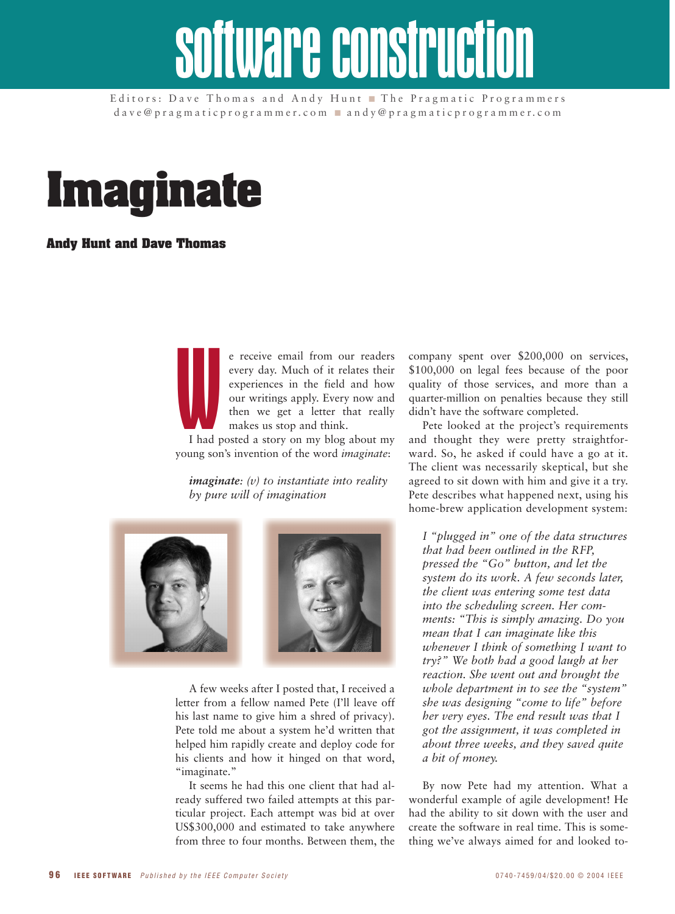# software construction

Editors: Dave Thomas and Andy Hunt ■ The Pragmatic Programmers
dave@pragmaticprogrammer.com ■ andy@pragmaticprogrammer.com

# Imaginate

**Andy Hunt and Dave Thomas**

We receive email from our readers every day. Much of it relates their experiences in the field and how our writings apply. Every now and then we get a letter that really makes us stop and think.

I had posted a story on my blog about my young son's invention of the word *imaginate*:

> ***imaginate****: (v) to instantiate into reality by pure will of imagination*

A few weeks after I posted that, I received a letter from a fellow named Pete (I'll leave off his last name to give him a shred of privacy). Pete told me about a system he'd written that helped him rapidly create and deploy code for his clients and how it hinged on that word, "imaginate."

It seems he had this one client that had already suffered two failed attempts at this particular project. Each attempt was bid at over US$300,000 and estimated to take anywhere from three to four months. Between them, the company spent over $200,000 on services, $100,000 on legal fees because of the poor quality of those services, and more than a quarter-million on penalties because they still didn't have the software completed.

Pete looked at the project's requirements and thought they were pretty straightforward. So, he asked if could have a go at it. The client was necessarily skeptical, but she agreed to sit down with him and give it a try. Pete describes what happened next, using his home-brew application development system:

> *I "plugged in" one of the data structures that had been outlined in the RFP, pressed the "Go" button, and let the system do its work. A few seconds later, the client was entering some test data into the scheduling screen. Her comments: "This is simply amazing. Do you mean that I can imaginate like this whenever I think of something I want to try?" We both had a good laugh at her reaction. She went out and brought the whole department in to see the "system" she was designing "come to life" before her very eyes. The end result was that I got the assignment, it was completed in about three weeks, and they saved quite a bit of money.*

By now Pete had my attention. What a wonderful example of agile development! He had the ability to sit down with the user and create the software in real time. This is something we've always aimed for and looked to-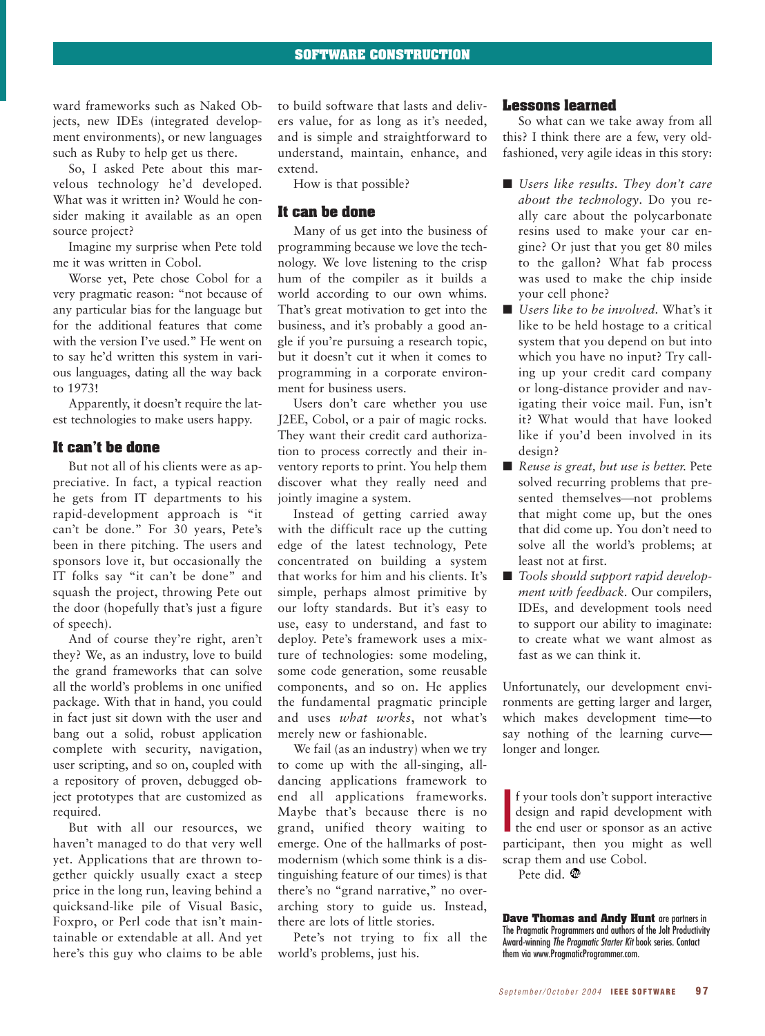ward frameworks such as Naked Objects, new IDEs (integrated development environments), or new languages such as Ruby to help get us there.

So, I asked Pete about this marvelous technology he'd developed. What was it written in? Would he consider making it available as an open source project?

Imagine my surprise when Pete told me it was written in Cobol.

Worse yet, Pete chose Cobol for a very pragmatic reason: "not because of any particular bias for the language but for the additional features that come with the version I've used." He went on to say he'd written this system in various languages, dating all the way back to 1973!

Apparently, it doesn't require the latest technologies to make users happy.

## It can't be done

But not all of his clients were as appreciative. In fact, a typical reaction he gets from IT departments to his rapid-development approach is "it can't be done." For 30 years, Pete's been in there pitching. The users and sponsors love it, but occasionally the IT folks say "it can't be done" and squash the project, throwing Pete out the door (hopefully that's just a figure of speech).

And of course they're right, aren't they? We, as an industry, love to build the grand frameworks that can solve all the world's problems in one unified package. With that in hand, you could in fact just sit down with the user and bang out a solid, robust application complete with security, navigation, user scripting, and so on, coupled with a repository of proven, debugged object prototypes that are customized as required.

But with all our resources, we haven't managed to do that very well yet. Applications that are thrown together quickly usually exact a steep price in the long run, leaving behind a quicksand-like pile of Visual Basic, Foxpro, or Perl code that isn't maintainable or extendable at all. And yet here's this guy who claims to be able to build software that lasts and delivers value, for as long as it's needed, and is simple and straightforward to understand, maintain, enhance, and extend.

How is that possible?

## It can be done

Many of us get into the business of programming because we love the technology. We love listening to the crisp hum of the compiler as it builds a world according to our own whims. That's great motivation to get into the business, and it's probably a good angle if you're pursuing a research topic, but it doesn't cut it when it comes to programming in a corporate environment for business users.

Users don't care whether you use J2EE, Cobol, or a pair of magic rocks. They want their credit card authorization to process correctly and their inventory reports to print. You help them discover what they really need and jointly imagine a system.

Instead of getting carried away with the difficult race up the cutting edge of the latest technology, Pete concentrated on building a system that works for him and his clients. It's simple, perhaps almost primitive by our lofty standards. But it's easy to use, easy to understand, and fast to deploy. Pete's framework uses a mixture of technologies: some modeling, some code generation, some reusable components, and so on. He applies the fundamental pragmatic principle and uses *what works*, not what's merely new or fashionable.

We fail (as an industry) when we try to come up with the all-singing, all-dancing applications framework to end all applications frameworks. Maybe that's because there is no grand, unified theory waiting to emerge. One of the hallmarks of postmodernism (which some think is a distinguishing feature of our times) is that there's no "grand narrative," no overarching story to guide us. Instead, there are lots of little stories.

Pete's not trying to fix all the world's problems, just his.

## Lessons learned

So what can we take away from all this? I think there are a few, very old-fashioned, very agile ideas in this story:

- *Users like results. They don't care about the technology.* Do you really care about the polycarbonate resins used to make your car engine? Or just that you get 80 miles to the gallon? What fab process was used to make the chip inside your cell phone?
- *Users like to be involved.* What's it like to be held hostage to a critical system that you depend on but into which you have no input? Try calling up your credit card company or long-distance provider and navigating their voice mail. Fun, isn't it? What would that have looked like if you'd been involved in its design?
- *Reuse is great, but use is better.* Pete solved recurring problems that presented themselves—not problems that might come up, but the ones that did come up. You don't need to solve all the world's problems; at least not at first.
- *Tools should support rapid development with feedback.* Our compilers, IDEs, and development tools need to support our ability to imagine: to create what we want almost as fast as we can think it.

Unfortunately, our development environments are getting larger and larger, which makes development time—to say nothing of the learning curve—longer and longer.

If your tools don't support interactive design and rapid development with the end user or sponsor as an active participant, then you might as well scrap them and use Cobol.

Pete did.

**Dave Thomas and Andy Hunt** are partners in The Pragmatic Programmers and authors of the Jolt Productivity Award-winning *The Pragmatic Starter Kit* book series. Contact them via www.PragmaticProgrammer.com.